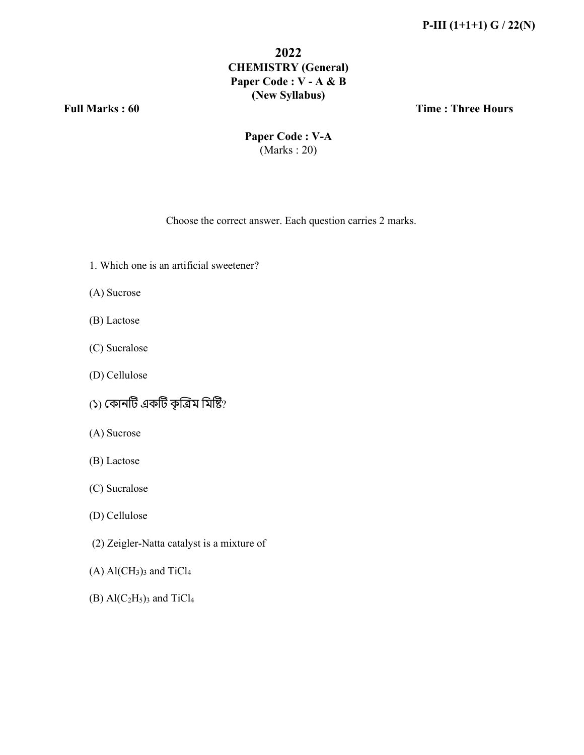P-III (1+1+1) G / 22(N)

# 2022

## CHEMISTRY (General)

## Paper Code : V - A & B

## (New Syllabus)

**Full Marks : 60** **Time : Three Hours**

### Paper Code : V-A

(Marks : 20)

Choose the correct answer. Each question carries 2 marks.

1. Which one is an artificial sweetener?

(A) Sucrose

(B) Lactose

(C) Sucralose

(D) Cellulose

(১) কোনটি একটি কৃত্রিম মিষ্টি?

(A) Sucrose

(B) Lactose

(C) Sucralose

(D) Cellulose

(2) Zeigler-Natta catalyst is a mixture of

(A) $Al(CH_3)_3$ and $TiCl_4$

(B) $Al(C_2H_5)_3$ and $TiCl_4$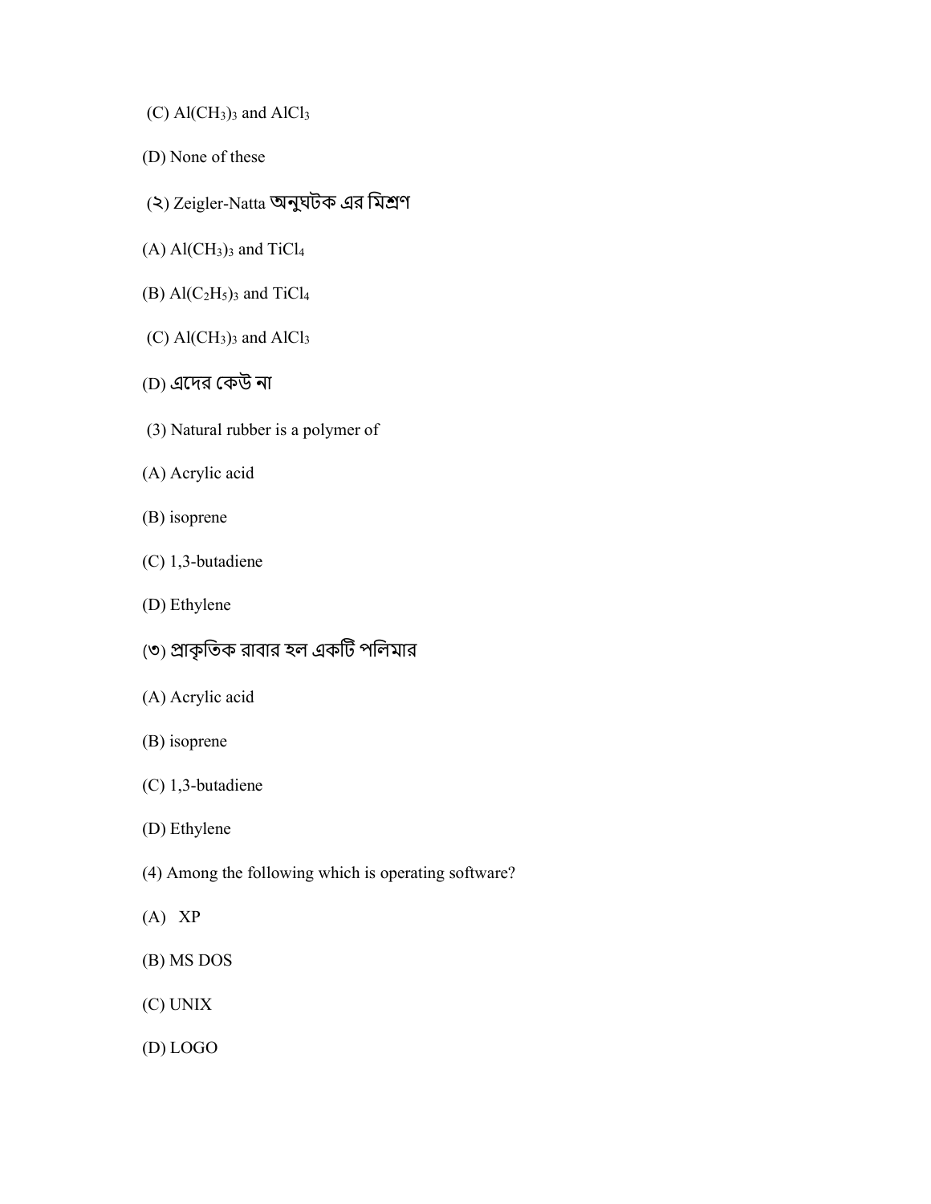(C) $Al(CH_3)_3$ and $AlCl_3$

(D) None of these

(২) Zeigler-Natta অনুঘটক এর মিশ্রণ

(A) $Al(CH_3)_3$ and $TiCl_4$

(B) $Al(C_2H_5)_3$ and $TiCl_4$

(C) $Al(CH_3)_3$ and $AlCl_3$

(D) এদের কেউ না

(3) Natural rubber is a polymer of

(A) Acrylic acid

(B) isoprene

(C) 1,3-butadiene

(D) Ethylene

(৩) প্রাকৃতিক রাবার হল একটি পলিমার

(A) Acrylic acid

(B) isoprene

(C) 1,3-butadiene

(D) Ethylene

(4) Among the following which is operating software?

(A) XP

(B) MS DOS

(C) UNIX

(D) LOGO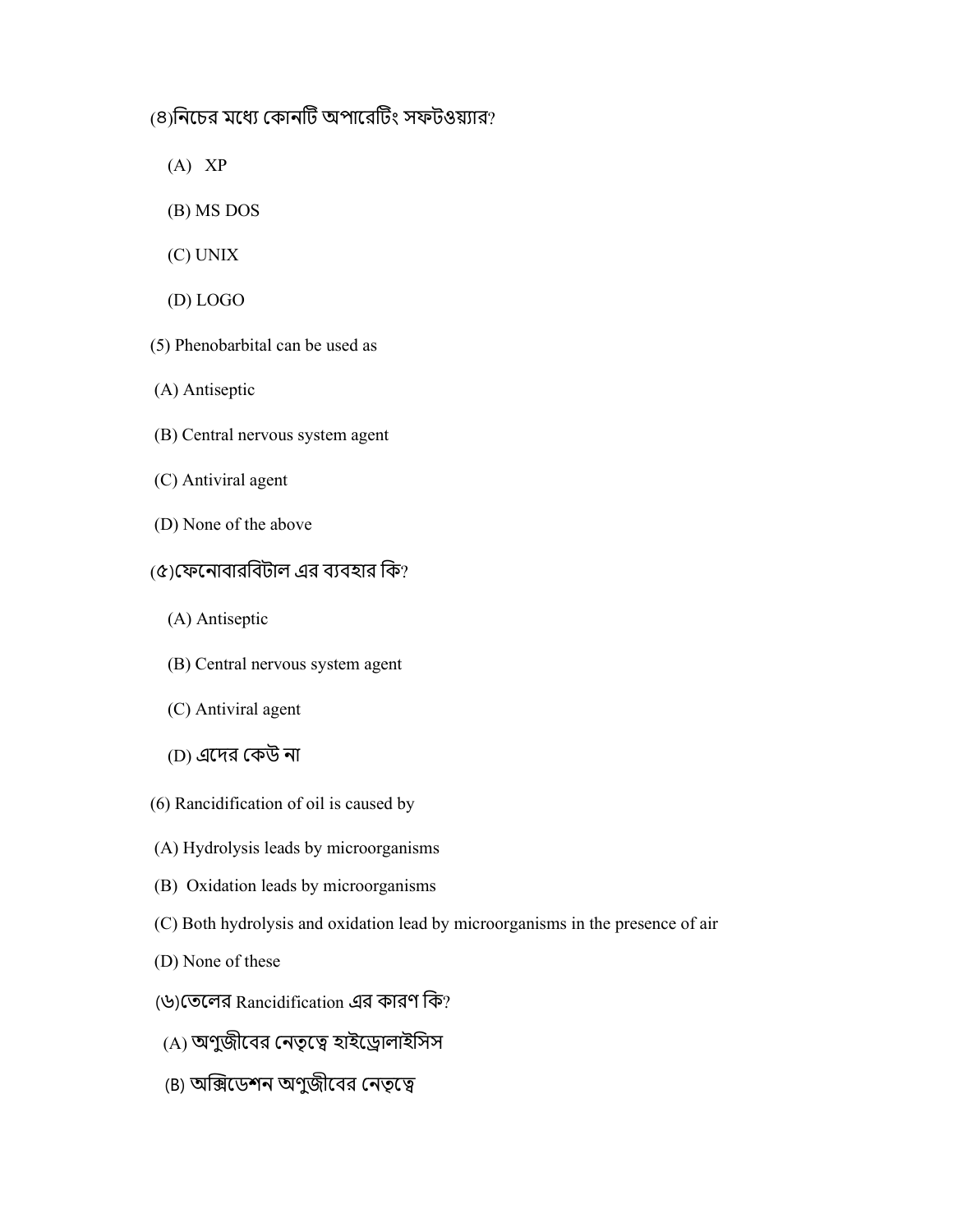(৪)নিচের মধ্যে কোনটি অপারেটিং সফটওয়্যার?

(A) XP

(B) MS DOS

(C) UNIX

(D) LOGO

(5) Phenobarbital can be used as

(A) Antiseptic

(B) Central nervous system agent

(C) Antiviral agent

(D) None of the above

(৫)ফেনোবারবিটাল এর ব্যবহার কি?

(A) Antiseptic

(B) Central nervous system agent

(C) Antiviral agent

(D) এদের কেউ না

(6) Rancidification of oil is caused by

(A) Hydrolysis leads by microorganisms

(B) Oxidation leads by microorganisms

(C) Both hydrolysis and oxidation lead by microorganisms in the presence of air

(D) None of these

(৬)তেলের Rancidification এর কারণ কি?

(A) অণুজীবের নেতৃত্বে হাইড্রোলাইসিস

(B) অক্সিডেশন অণুজীবের নেতৃত্বে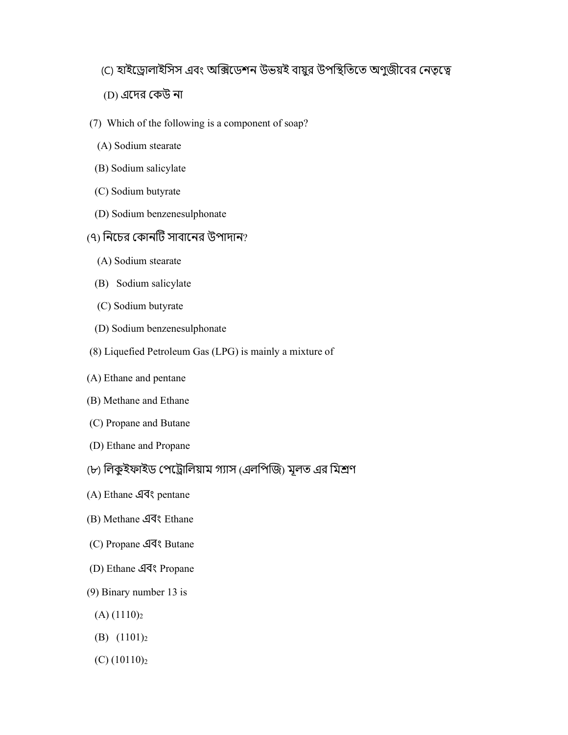(C) হাইড্রোলাইসিস এবং অক্সিডেশন উভয়ই বায়ুর উপস্থিতিতে অণুজীবের নেতৃত্বে

(D) এদের কেউ না

(7) Which of the following is a component of soap?

(A) Sodium stearate

(B) Sodium salicylate

(C) Sodium butyrate

(D) Sodium benzenesulphonate

(৭) নিচের কোনটি সাবানের উপাদান?

(A) Sodium stearate

(B) Sodium salicylate

(C) Sodium butyrate

(D) Sodium benzenesulphonate

(8) Liquefied Petroleum Gas (LPG) is mainly a mixture of

(A) Ethane and pentane

(B) Methane and Ethane

(C) Propane and Butane

(D) Ethane and Propane

(৮) লিকুইফাইড পেট্রোলিয়াম গ্যাস (এলপিজি) মূলত এর মিশ্রণ

(A) Ethane এবং pentane

(B) Methane এবং Ethane

(C) Propane এবং Butane

(D) Ethane এবং Propane

(9) Binary number 13 is

(A) $(1110)_2$

(B) $(1101)_2$

(C) $(10110)_2$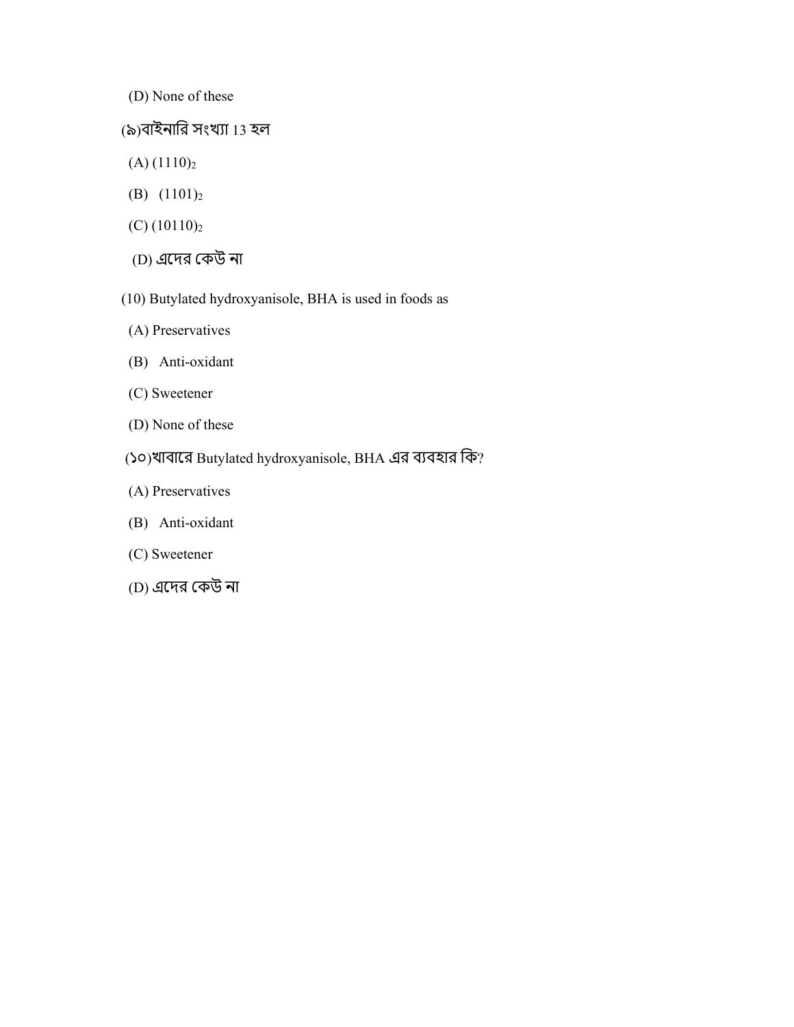(D) None of these

(৯)বাইনারি সংখ্যা 13 হল

(A) $(1110)_2$

(B) $(1101)_2$

(C) $(10110)_2$

(D) এদের কেউ না

(10) Butylated hydroxyanisole, BHA is used in foods as

(A) Preservatives

(B) Anti-oxidant

(C) Sweetener

(D) None of these

(১০)খাবারে Butylated hydroxyanisole, BHA এর ব্যবহার কি?

(A) Preservatives

(B) Anti-oxidant

(C) Sweetener

(D) এদের কেউ না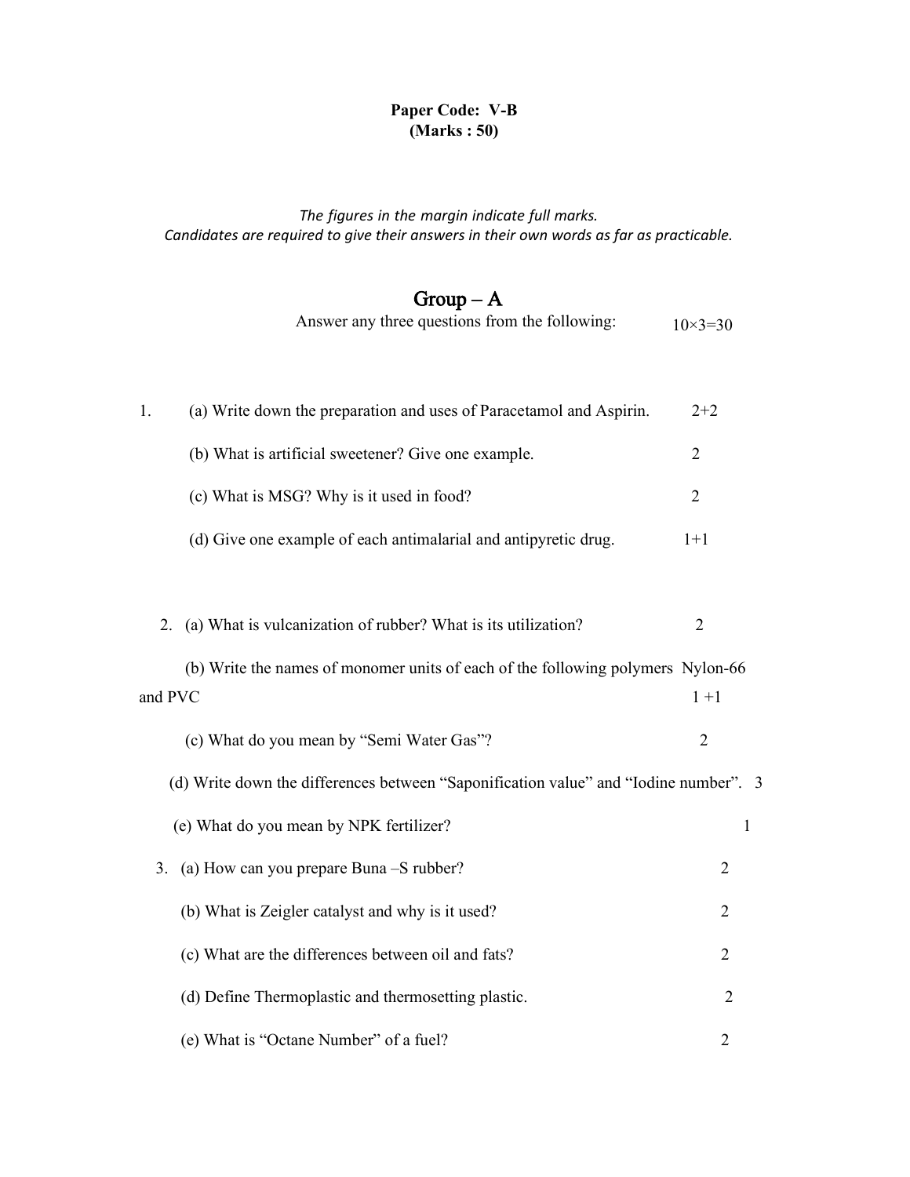**Paper Code: V-B**
**(Marks : 50)**

*The figures in the margin indicate full marks.*
*Candidates are required to give their answers in their own words as far as practicable.*

## Group – A

Answer any three questions from the following: 10×3=30

1. (a) Write down the preparation and uses of Paracetamol and Aspirin. 2+2

   (b) What is artificial sweetener? Give one example. 2

   (c) What is MSG? Why is it used in food? 2

   (d) Give one example of each antimalarial and antipyretic drug. 1+1

2. (a) What is vulcanization of rubber? What is its utilization? 2

   (b) Write the names of monomer units of each of the following polymers Nylon-66 and PVC 1 +1

   (c) What do you mean by "Semi Water Gas"? 2

   (d) Write down the differences between "Saponification value" and "Iodine number". 3

   (e) What do you mean by NPK fertilizer? 1

3. (a) How can you prepare Buna –S rubber? 2

   (b) What is Zeigler catalyst and why is it used? 2

   (c) What are the differences between oil and fats? 2

   (d) Define Thermoplastic and thermosetting plastic. 2

   (e) What is "Octane Number" of a fuel? 2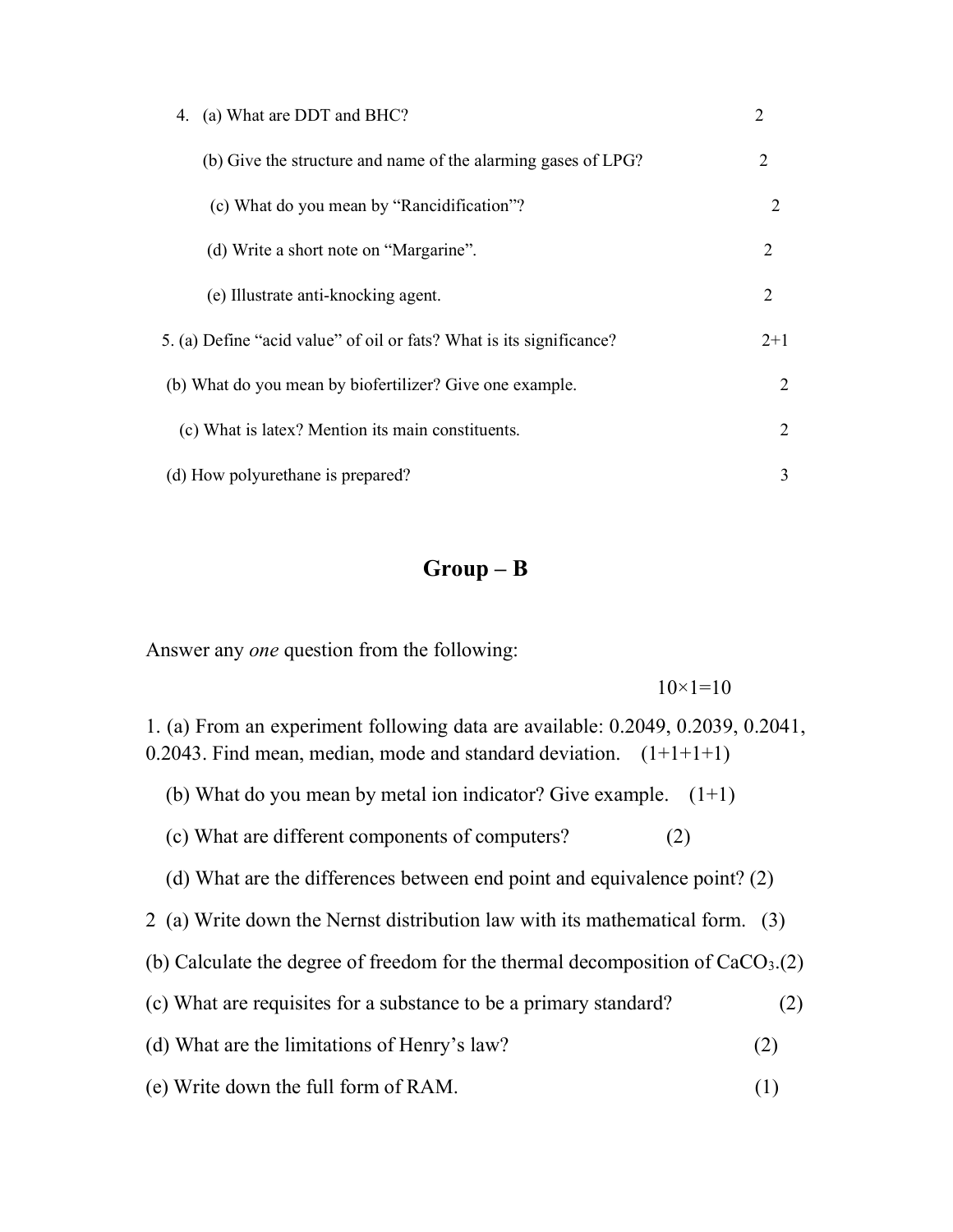4. (a) What are DDT and BHC? 2

   (b) Give the structure and name of the alarming gases of LPG? 2

   (c) What do you mean by "Rancidification"? 2

   (d) Write a short note on "Margarine". 2

   (e) Illustrate anti-knocking agent. 2

5. (a) Define "acid value" of oil or fats? What is its significance? 2+1

   (b) What do you mean by biofertilizer? Give one example. 2

   (c) What is latex? Mention its main constituents. 2

   (d) How polyurethane is prepared? 3

## Group – B

Answer any *one* question from the following:

10×1=10

1. (a) From an experiment following data are available: 0.2049, 0.2039, 0.2041, 0.2043. Find mean, median, mode and standard deviation. (1+1+1+1)

   (b) What do you mean by metal ion indicator? Give example. (1+1)

   (c) What are different components of computers? (2)

   (d) What are the differences between end point and equivalence point? (2)

2 (a) Write down the Nernst distribution law with its mathematical form. (3)

(b) Calculate the degree of freedom for the thermal decomposition of $CaCO_3$.(2)

(c) What are requisites for a substance to be a primary standard? (2)

(d) What are the limitations of Henry's law? (2)

(e) Write down the full form of RAM. (1)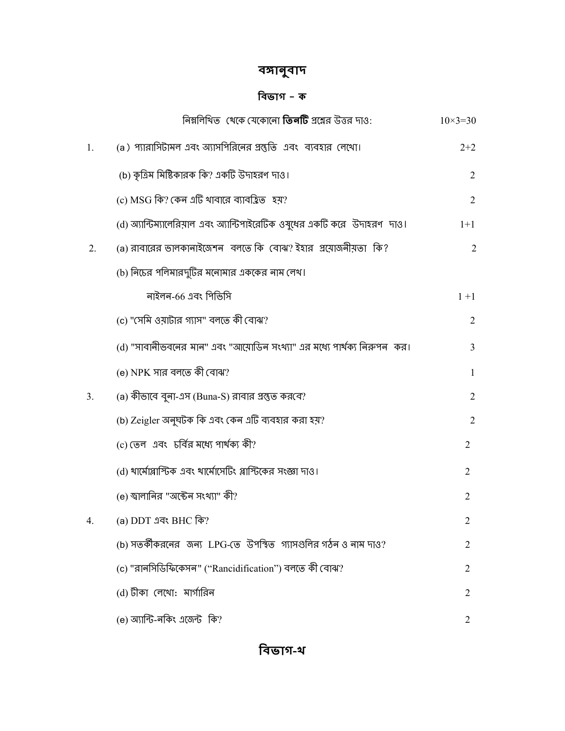# বঙ্গানুবাদ

## বিভাগ – ক

নিম্নলিখিত থেকে যেকোনো **তিনটি** প্রশ্নের উত্তর দাও: $10\times3=30$

1. (a) প্যারাসিটামল এবং অ্যাসপিরিনের প্রস্তুতি এবং ব্যবহার লেখো। 2+2

   (b) কৃত্রিম মিষ্টিকারক কি? একটি উদাহরণ দাও। 2

   (c) MSG কি? কেন এটি খাবারে ব্যাবহ্রিত হয়? 2

   (d) অ্যান্টিম্যালেরিয়াল এবং অ্যান্টিপাইরেটিক ওষুধের একটি করে উদাহরণ দাও। 1+1

2. (a) রাবারের ভালকানাইজেশন বলতে কি বোঝ? ইহার প্রয়োজনীয়তা কি? 2

   (b) নিচের পলিমারদুটির মনোমার এককের নাম লেখ।

   নাইলন-66 এবং পিভিসি 1 +1

   (c) "সেমি ওয়াটার গ্যাস" বলতে কী বোঝ? 2

   (d) "সাবানীভবনের মান" এবং "আয়োডিন সংখ্যা" এর মধ্যে পার্থক্য নিরুপন কর। 3

   (e) NPK সার বলতে কী বোঝ? 1

3. (a) কীভাবে বুনা-এস (Buna-S) রাবার প্রস্তুত করবে? 2

   (b) Zeigler অনুঘটক কি এবং কেন এটি ব্যবহার করা হয়? 2

   (c) তেল এবং চর্বির মধ্যে পার্থক্য কী? 2

   (d) থার্মোপ্লাস্টিক এবং থার্মোসেটিং প্লাস্টিকের সংজ্ঞা দাও। 2

   (e) জ্বালানির "অক্টেন সংখ্যা" কী? 2

4. (a) DDT এবং BHC কি? 2

   (b) সতর্কীকরনের জন্য LPG-তে উপস্থিত গ্যাসগুলির গঠন ও নাম দাও? 2

   (c) "রানসিডিফিকেসন" ("Rancidification") বলতে কী বোঝ? 2

   (d) টীকা লেখো: মার্গারিন 2

   (e) অ্যান্টি-নকিং এজেন্ট কি? 2

## বিভাগ-খ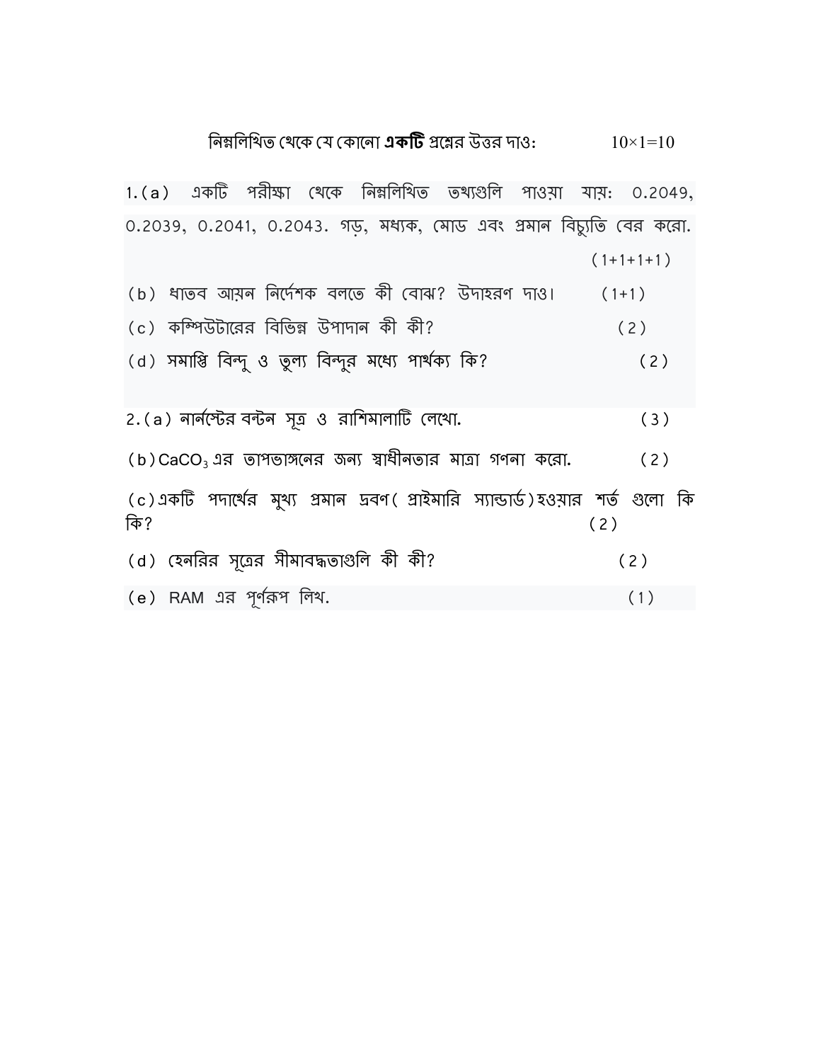নিম্নলিখিত থেকে যে কোনো **একটি** প্রশ্নের উত্তর দাও: 10×1=10

1.(a) একটি পরীক্ষা থেকে নিম্নলিখিত তথ্যগুলি পাওয়া যায়: 0.2049, 0.2039, 0.2041, 0.2043. গড়, মধ্যক, মোড এবং প্রমান বিচ্যুতি বের করো. (1+1+1+1)

(b) ধাতব আয়ন নির্দেশক বলতে কী বোঝ? উদাহরণ দাও। (1+1)

(c) কম্পিউটারের বিভিন্ন উপাদান কী কী? (2)

(d) সমাপ্তি বিন্দু ও তুল্য বিন্দুর মধ্যে পার্থক্য কি? (2)

2.(a) নার্নস্টের বন্টন সূত্র ও রাশিমালাটি লেখো. (3)

(b) $CaCO_3$ এর তাপভাঙ্গনের জন্য স্বাধীনতার মাত্রা গণনা করো. (2)

(c) একটি পদার্থের মুখ্য প্রমান দ্রবণ(প্রাইমারি স্যান্ডার্ড)হওয়ার শর্ত গুলো কি কি? (2)

(d) হেনরির সূত্রের সীমাবদ্ধতাগুলি কী কী? (2)

(e) RAM এর পূর্ণরূপ লিখ. (1)